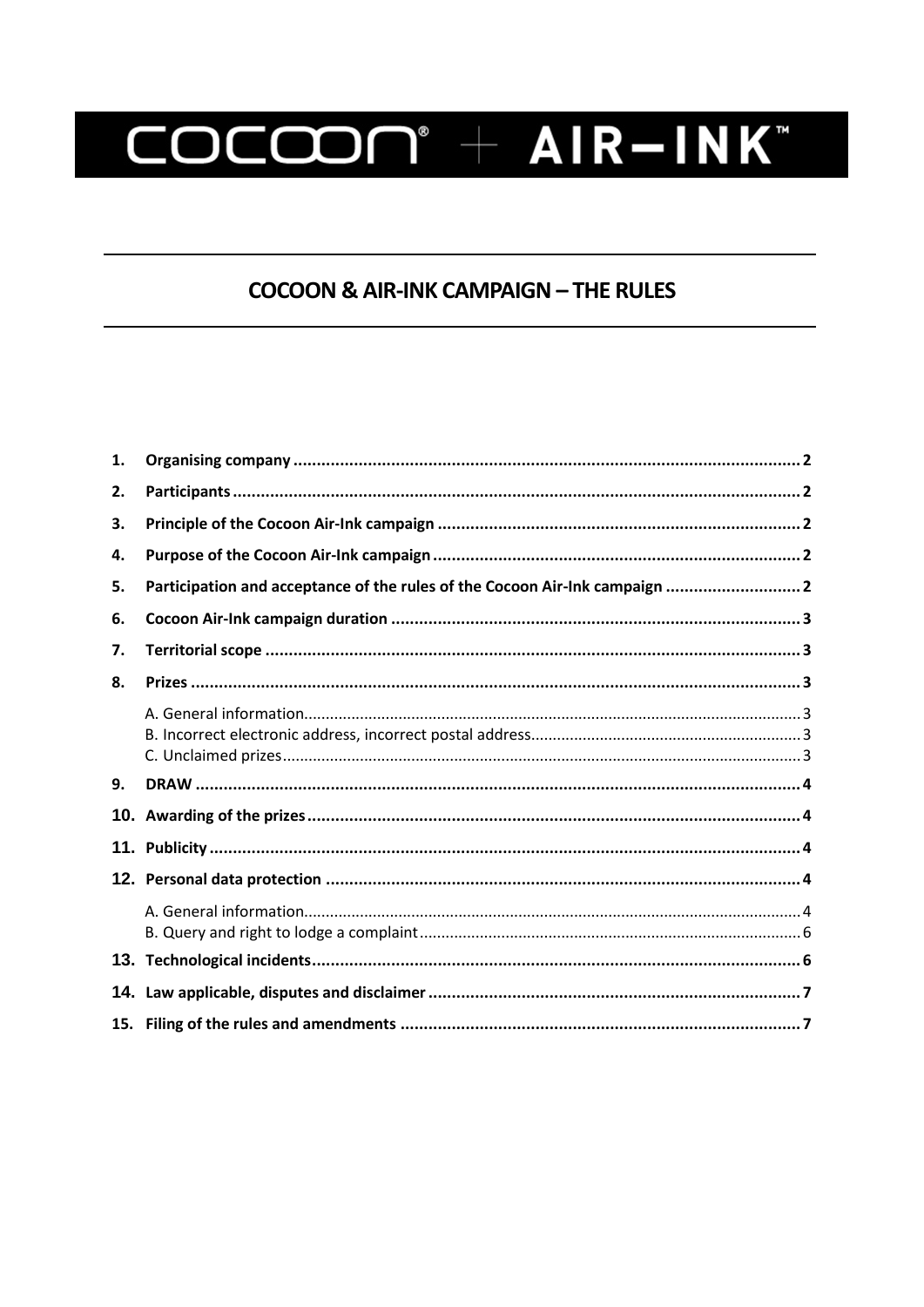# COCOON® + AIR–INK™

## COCOON & AIR-INK CAMPAIGN – THE RULES

1. **Organising company** .......... 2
2. **Participants** .......... 2
3. **Principle of the Cocoon Air-Ink campaign** .......... 2
4. **Purpose of the Cocoon Air-Ink campaign** .......... 2
5. **Participation and acceptance of the rules of the Cocoon Air-Ink campaign** .......... 2
6. **Cocoon Air-Ink campaign duration** .......... 3
7. **Territorial scope** .......... 3
8. **Prizes** .......... 3
   - A. General information .......... 3
   - B. Incorrect electronic address, incorrect postal address .......... 3
   - C. Unclaimed prizes .......... 3
9. **DRAW** .......... 4
10. **Awarding of the prizes** .......... 4
11. **Publicity** .......... 4
12. **Personal data protection** .......... 4
    - A. General information .......... 4
    - B. Query and right to lodge a complaint .......... 6
13. **Technological incidents** .......... 6
14. **Law applicable, disputes and disclaimer** .......... 7
15. **Filing of the rules and amendments** .......... 7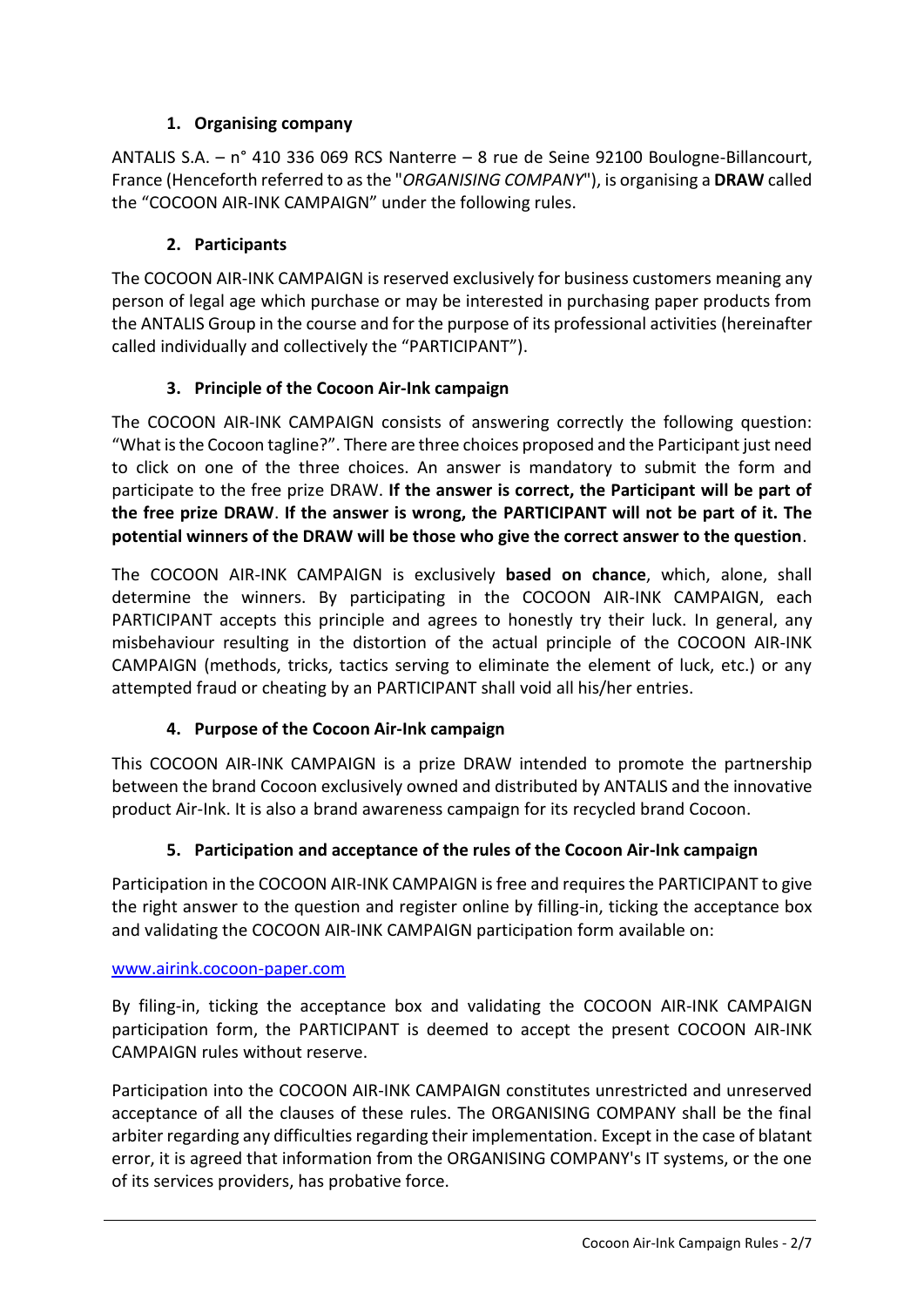## 1. Organising company

ANTALIS S.A. – n° 410 336 069 RCS Nanterre – 8 rue de Seine 92100 Boulogne-Billancourt, France (Henceforth referred to as the "*ORGANISING COMPANY*"), is organising a **DRAW** called the "COCOON AIR-INK CAMPAIGN" under the following rules.

## 2. Participants

The COCOON AIR-INK CAMPAIGN is reserved exclusively for business customers meaning any person of legal age which purchase or may be interested in purchasing paper products from the ANTALIS Group in the course and for the purpose of its professional activities (hereinafter called individually and collectively the "PARTICIPANT").

## 3. Principle of the Cocoon Air-Ink campaign

The COCOON AIR-INK CAMPAIGN consists of answering correctly the following question: "What is the Cocoon tagline?". There are three choices proposed and the Participant just need to click on one of the three choices. An answer is mandatory to submit the form and participate to the free prize DRAW. **If the answer is correct, the Participant will be part of the free prize DRAW**. **If the answer is wrong, the PARTICIPANT will not be part of it. The potential winners of the DRAW will be those who give the correct answer to the question**.

The COCOON AIR-INK CAMPAIGN is exclusively **based on chance**, which, alone, shall determine the winners. By participating in the COCOON AIR-INK CAMPAIGN, each PARTICIPANT accepts this principle and agrees to honestly try their luck. In general, any misbehaviour resulting in the distortion of the actual principle of the COCOON AIR-INK CAMPAIGN (methods, tricks, tactics serving to eliminate the element of luck, etc.) or any attempted fraud or cheating by an PARTICIPANT shall void all his/her entries.

## 4. Purpose of the Cocoon Air-Ink campaign

This COCOON AIR-INK CAMPAIGN is a prize DRAW intended to promote the partnership between the brand Cocoon exclusively owned and distributed by ANTALIS and the innovative product Air-Ink. It is also a brand awareness campaign for its recycled brand Cocoon.

## 5. Participation and acceptance of the rules of the Cocoon Air-Ink campaign

Participation in the COCOON AIR-INK CAMPAIGN is free and requires the PARTICIPANT to give the right answer to the question and register online by filling-in, ticking the acceptance box and validating the COCOON AIR-INK CAMPAIGN participation form available on:

[www.airink.cocoon-paper.com](www.airink.cocoon-paper.com)

By filing-in, ticking the acceptance box and validating the COCOON AIR-INK CAMPAIGN participation form, the PARTICIPANT is deemed to accept the present COCOON AIR-INK CAMPAIGN rules without reserve.

Participation into the COCOON AIR-INK CAMPAIGN constitutes unrestricted and unreserved acceptance of all the clauses of these rules. The ORGANISING COMPANY shall be the final arbiter regarding any difficulties regarding their implementation. Except in the case of blatant error, it is agreed that information from the ORGANISING COMPANY's IT systems, or the one of its services providers, has probative force.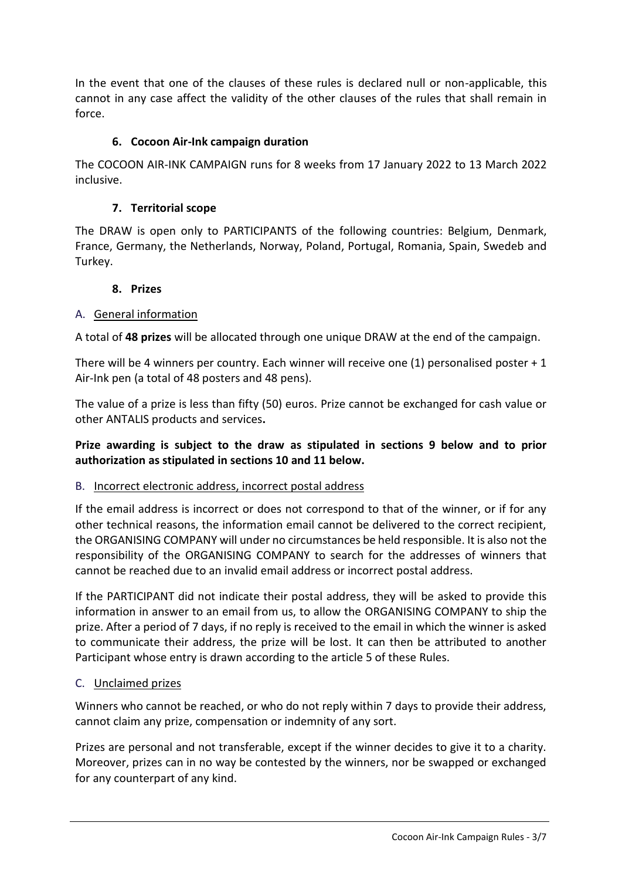In the event that one of the clauses of these rules is declared null or non-applicable, this cannot in any case affect the validity of the other clauses of the rules that shall remain in force.

### 6. Cocoon Air-Ink campaign duration

The COCOON AIR-INK CAMPAIGN runs for 8 weeks from 17 January 2022 to 13 March 2022 inclusive.

### 7. Territorial scope

The DRAW is open only to PARTICIPANTS of the following countries: Belgium, Denmark, France, Germany, the Netherlands, Norway, Poland, Portugal, Romania, Spain, Swedeb and Turkey.

### 8. Prizes

A. General information

A total of **48 prizes** will be allocated through one unique DRAW at the end of the campaign.

There will be 4 winners per country. Each winner will receive one (1) personalised poster + 1 Air-Ink pen (a total of 48 posters and 48 pens).

The value of a prize is less than fifty (50) euros. Prize cannot be exchanged for cash value or other ANTALIS products and services**.**

**Prize awarding is subject to the draw as stipulated in sections 9 below and to prior authorization as stipulated in sections 10 and 11 below.**

B. Incorrect electronic address, incorrect postal address

If the email address is incorrect or does not correspond to that of the winner, or if for any other technical reasons, the information email cannot be delivered to the correct recipient, the ORGANISING COMPANY will under no circumstances be held responsible. It is also not the responsibility of the ORGANISING COMPANY to search for the addresses of winners that cannot be reached due to an invalid email address or incorrect postal address.

If the PARTICIPANT did not indicate their postal address, they will be asked to provide this information in answer to an email from us, to allow the ORGANISING COMPANY to ship the prize. After a period of 7 days, if no reply is received to the email in which the winner is asked to communicate their address, the prize will be lost. It can then be attributed to another Participant whose entry is drawn according to the article 5 of these Rules.

C. Unclaimed prizes

Winners who cannot be reached, or who do not reply within 7 days to provide their address, cannot claim any prize, compensation or indemnity of any sort.

Prizes are personal and not transferable, except if the winner decides to give it to a charity. Moreover, prizes can in no way be contested by the winners, nor be swapped or exchanged for any counterpart of any kind.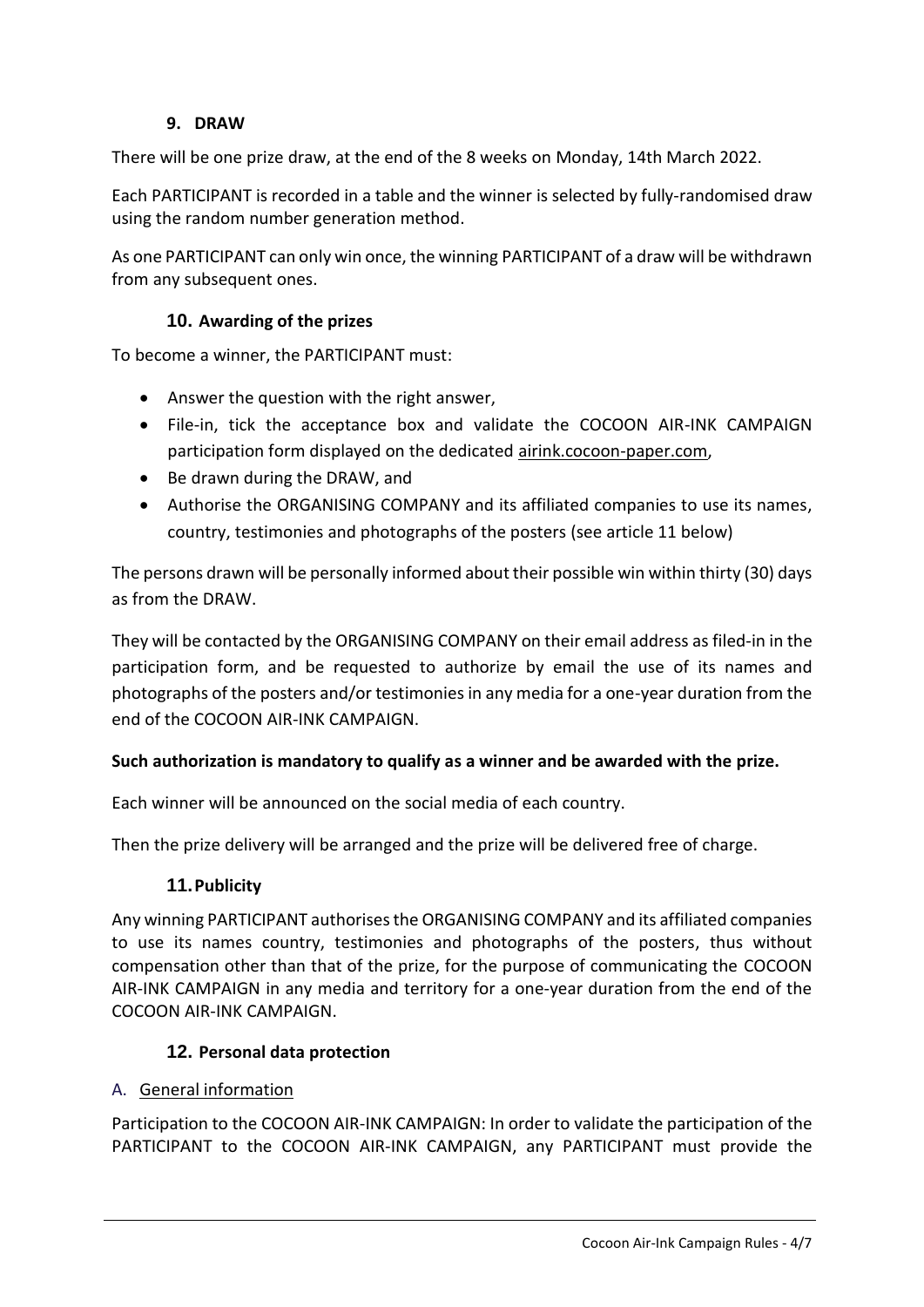## 9. DRAW

There will be one prize draw, at the end of the 8 weeks on Monday, 14th March 2022.

Each PARTICIPANT is recorded in a table and the winner is selected by fully-randomised draw using the random number generation method.

As one PARTICIPANT can only win once, the winning PARTICIPANT of a draw will be withdrawn from any subsequent ones.

## 10. Awarding of the prizes

To become a winner, the PARTICIPANT must:

- Answer the question with the right answer,
- File-in, tick the acceptance box and validate the COCOON AIR-INK CAMPAIGN participation form displayed on the dedicated airink.cocoon-paper.com,
- Be drawn during the DRAW, and
- Authorise the ORGANISING COMPANY and its affiliated companies to use its names, country, testimonies and photographs of the posters (see article 11 below)

The persons drawn will be personally informed about their possible win within thirty (30) days as from the DRAW.

They will be contacted by the ORGANISING COMPANY on their email address as filed-in in the participation form, and be requested to authorize by email the use of its names and photographs of the posters and/or testimonies in any media for a one-year duration from the end of the COCOON AIR-INK CAMPAIGN.

**Such authorization is mandatory to qualify as a winner and be awarded with the prize.**

Each winner will be announced on the social media of each country.

Then the prize delivery will be arranged and the prize will be delivered free of charge.

## 11. Publicity

Any winning PARTICIPANT authorises the ORGANISING COMPANY and its affiliated companies to use its names country, testimonies and photographs of the posters, thus without compensation other than that of the prize, for the purpose of communicating the COCOON AIR-INK CAMPAIGN in any media and territory for a one-year duration from the end of the COCOON AIR-INK CAMPAIGN.

## 12. Personal data protection

### A. General information

Participation to the COCOON AIR-INK CAMPAIGN: In order to validate the participation of the PARTICIPANT to the COCOON AIR-INK CAMPAIGN, any PARTICIPANT must provide the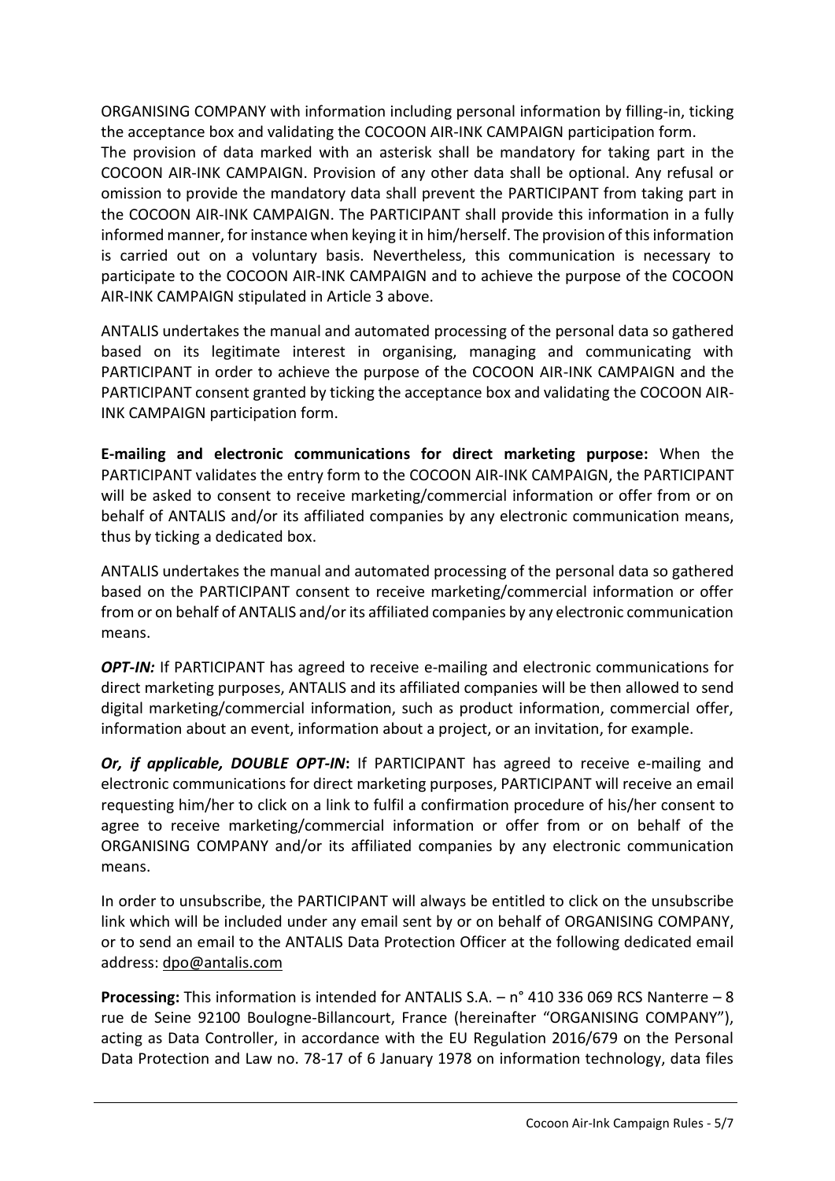ORGANISING COMPANY with information including personal information by filling-in, ticking the acceptance box and validating the COCOON AIR-INK CAMPAIGN participation form.
The provision of data marked with an asterisk shall be mandatory for taking part in the COCOON AIR-INK CAMPAIGN. Provision of any other data shall be optional. Any refusal or omission to provide the mandatory data shall prevent the PARTICIPANT from taking part in the COCOON AIR-INK CAMPAIGN. The PARTICIPANT shall provide this information in a fully informed manner, for instance when keying it in him/herself. The provision of this information is carried out on a voluntary basis. Nevertheless, this communication is necessary to participate to the COCOON AIR-INK CAMPAIGN and to achieve the purpose of the COCOON AIR-INK CAMPAIGN stipulated in Article 3 above.

ANTALIS undertakes the manual and automated processing of the personal data so gathered based on its legitimate interest in organising, managing and communicating with PARTICIPANT in order to achieve the purpose of the COCOON AIR-INK CAMPAIGN and the PARTICIPANT consent granted by ticking the acceptance box and validating the COCOON AIR-INK CAMPAIGN participation form.

**E-mailing and electronic communications for direct marketing purpose:** When the PARTICIPANT validates the entry form to the COCOON AIR-INK CAMPAIGN, the PARTICIPANT will be asked to consent to receive marketing/commercial information or offer from or on behalf of ANTALIS and/or its affiliated companies by any electronic communication means, thus by ticking a dedicated box.

ANTALIS undertakes the manual and automated processing of the personal data so gathered based on the PARTICIPANT consent to receive marketing/commercial information or offer from or on behalf of ANTALIS and/or its affiliated companies by any electronic communication means.

***OPT-IN:*** If PARTICIPANT has agreed to receive e-mailing and electronic communications for direct marketing purposes, ANTALIS and its affiliated companies will be then allowed to send digital marketing/commercial information, such as product information, commercial offer, information about an event, information about a project, or an invitation, for example.

***Or, if applicable, DOUBLE OPT-IN*:** If PARTICIPANT has agreed to receive e-mailing and electronic communications for direct marketing purposes, PARTICIPANT will receive an email requesting him/her to click on a link to fulfil a confirmation procedure of his/her consent to agree to receive marketing/commercial information or offer from or on behalf of the ORGANISING COMPANY and/or its affiliated companies by any electronic communication means.

In order to unsubscribe, the PARTICIPANT will always be entitled to click on the unsubscribe link which will be included under any email sent by or on behalf of ORGANISING COMPANY, or to send an email to the ANTALIS Data Protection Officer at the following dedicated email address: dpo@antalis.com

**Processing:** This information is intended for ANTALIS S.A. – n° 410 336 069 RCS Nanterre – 8 rue de Seine 92100 Boulogne-Billancourt, France (hereinafter "ORGANISING COMPANY"), acting as Data Controller, in accordance with the EU Regulation 2016/679 on the Personal Data Protection and Law no. 78-17 of 6 January 1978 on information technology, data files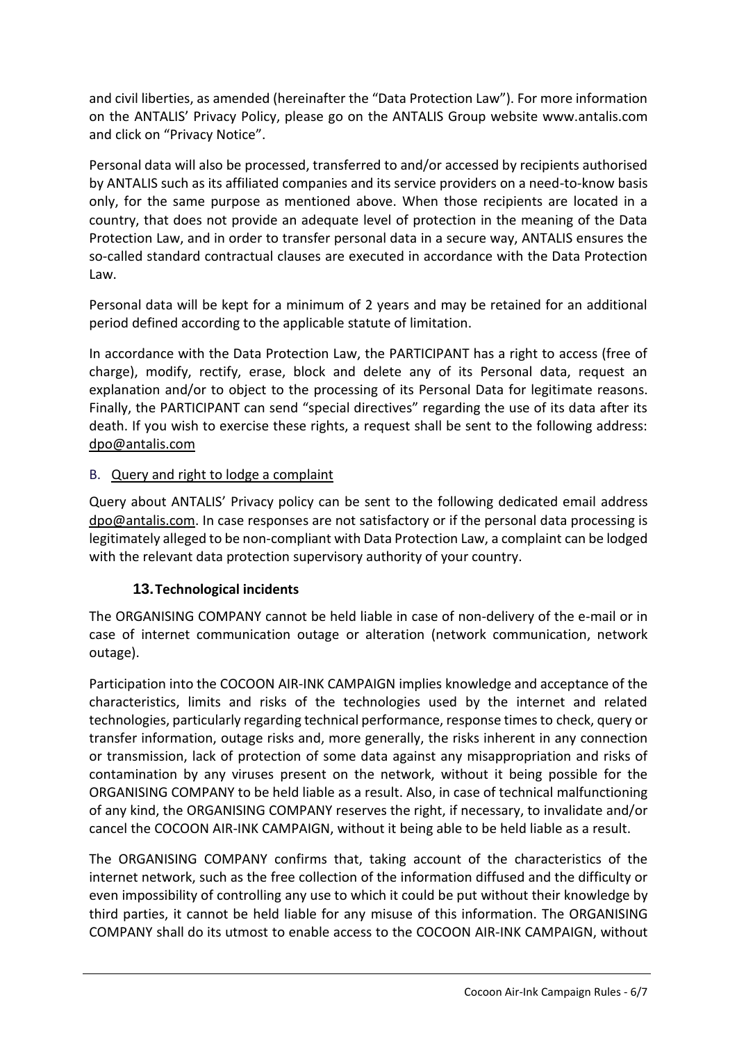and civil liberties, as amended (hereinafter the "Data Protection Law"). For more information on the ANTALIS' Privacy Policy, please go on the ANTALIS Group website www.antalis.com and click on "Privacy Notice".

Personal data will also be processed, transferred to and/or accessed by recipients authorised by ANTALIS such as its affiliated companies and its service providers on a need-to-know basis only, for the same purpose as mentioned above. When those recipients are located in a country, that does not provide an adequate level of protection in the meaning of the Data Protection Law, and in order to transfer personal data in a secure way, ANTALIS ensures the so-called standard contractual clauses are executed in accordance with the Data Protection Law.

Personal data will be kept for a minimum of 2 years and may be retained for an additional period defined according to the applicable statute of limitation.

In accordance with the Data Protection Law, the PARTICIPANT has a right to access (free of charge), modify, rectify, erase, block and delete any of its Personal data, request an explanation and/or to object to the processing of its Personal Data for legitimate reasons. Finally, the PARTICIPANT can send "special directives" regarding the use of its data after its death. If you wish to exercise these rights, a request shall be sent to the following address: dpo@antalis.com

B. Query and right to lodge a complaint

Query about ANTALIS' Privacy policy can be sent to the following dedicated email address dpo@antalis.com. In case responses are not satisfactory or if the personal data processing is legitimately alleged to be non-compliant with Data Protection Law, a complaint can be lodged with the relevant data protection supervisory authority of your country.

## 13. Technological incidents

The ORGANISING COMPANY cannot be held liable in case of non-delivery of the e-mail or in case of internet communication outage or alteration (network communication, network outage).

Participation into the COCOON AIR-INK CAMPAIGN implies knowledge and acceptance of the characteristics, limits and risks of the technologies used by the internet and related technologies, particularly regarding technical performance, response times to check, query or transfer information, outage risks and, more generally, the risks inherent in any connection or transmission, lack of protection of some data against any misappropriation and risks of contamination by any viruses present on the network, without it being possible for the ORGANISING COMPANY to be held liable as a result. Also, in case of technical malfunctioning of any kind, the ORGANISING COMPANY reserves the right, if necessary, to invalidate and/or cancel the COCOON AIR-INK CAMPAIGN, without it being able to be held liable as a result.

The ORGANISING COMPANY confirms that, taking account of the characteristics of the internet network, such as the free collection of the information diffused and the difficulty or even impossibility of controlling any use to which it could be put without their knowledge by third parties, it cannot be held liable for any misuse of this information. The ORGANISING COMPANY shall do its utmost to enable access to the COCOON AIR-INK CAMPAIGN, without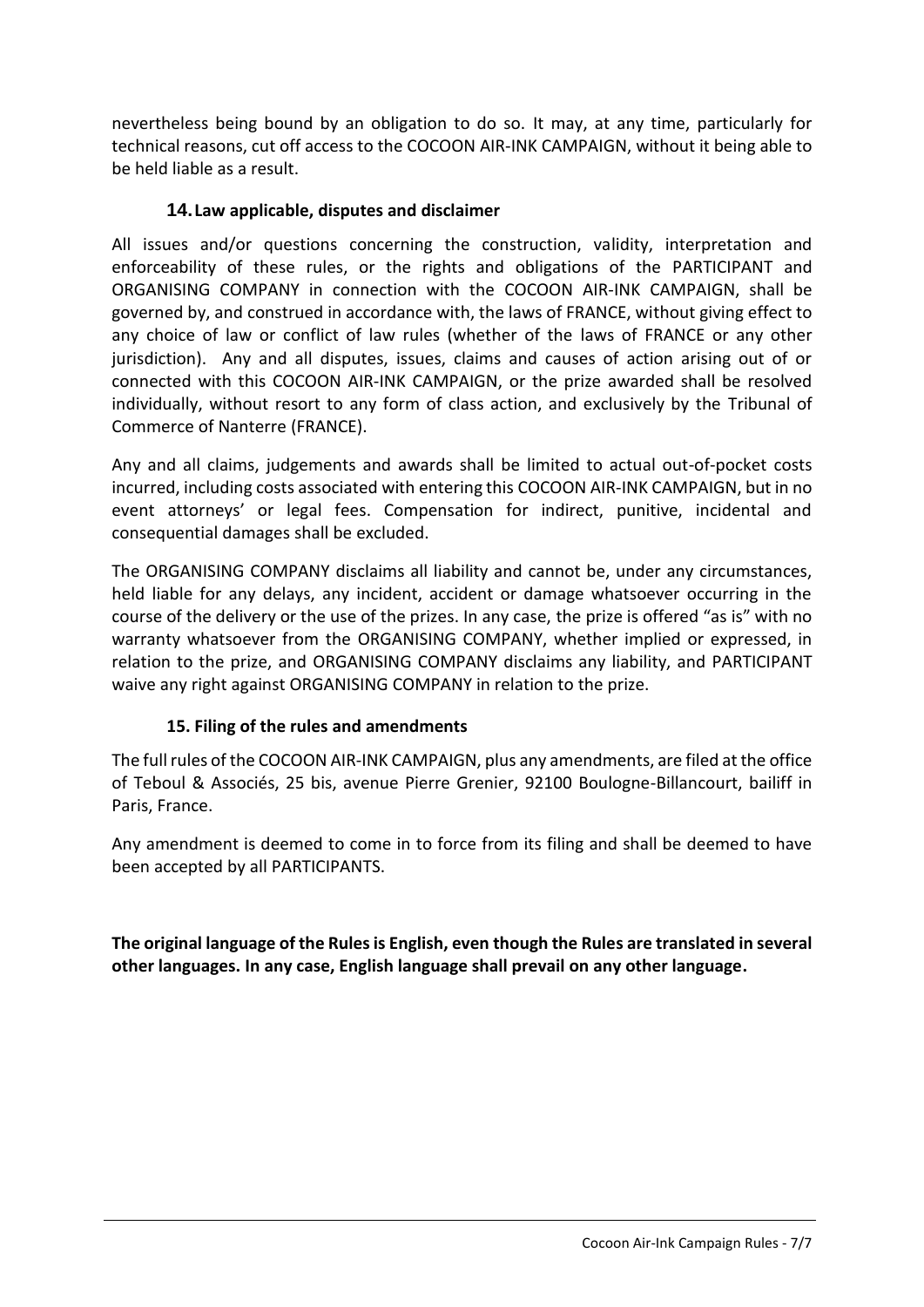nevertheless being bound by an obligation to do so. It may, at any time, particularly for technical reasons, cut off access to the COCOON AIR-INK CAMPAIGN, without it being able to be held liable as a result.

### 14. Law applicable, disputes and disclaimer

All issues and/or questions concerning the construction, validity, interpretation and enforceability of these rules, or the rights and obligations of the PARTICIPANT and ORGANISING COMPANY in connection with the COCOON AIR-INK CAMPAIGN, shall be governed by, and construed in accordance with, the laws of FRANCE, without giving effect to any choice of law or conflict of law rules (whether of the laws of FRANCE or any other jurisdiction). Any and all disputes, issues, claims and causes of action arising out of or connected with this COCOON AIR-INK CAMPAIGN, or the prize awarded shall be resolved individually, without resort to any form of class action, and exclusively by the Tribunal of Commerce of Nanterre (FRANCE).

Any and all claims, judgements and awards shall be limited to actual out-of-pocket costs incurred, including costs associated with entering this COCOON AIR-INK CAMPAIGN, but in no event attorneys' or legal fees. Compensation for indirect, punitive, incidental and consequential damages shall be excluded.

The ORGANISING COMPANY disclaims all liability and cannot be, under any circumstances, held liable for any delays, any incident, accident or damage whatsoever occurring in the course of the delivery or the use of the prizes. In any case, the prize is offered "as is" with no warranty whatsoever from the ORGANISING COMPANY, whether implied or expressed, in relation to the prize, and ORGANISING COMPANY disclaims any liability, and PARTICIPANT waive any right against ORGANISING COMPANY in relation to the prize.

### 15. Filing of the rules and amendments

The full rules of the COCOON AIR-INK CAMPAIGN, plus any amendments, are filed at the office of Teboul & Associés, 25 bis, avenue Pierre Grenier, 92100 Boulogne-Billancourt, bailiff in Paris, France.

Any amendment is deemed to come in to force from its filing and shall be deemed to have been accepted by all PARTICIPANTS.

**The original language of the Rules is English, even though the Rules are translated in several other languages. In any case, English language shall prevail on any other language.**